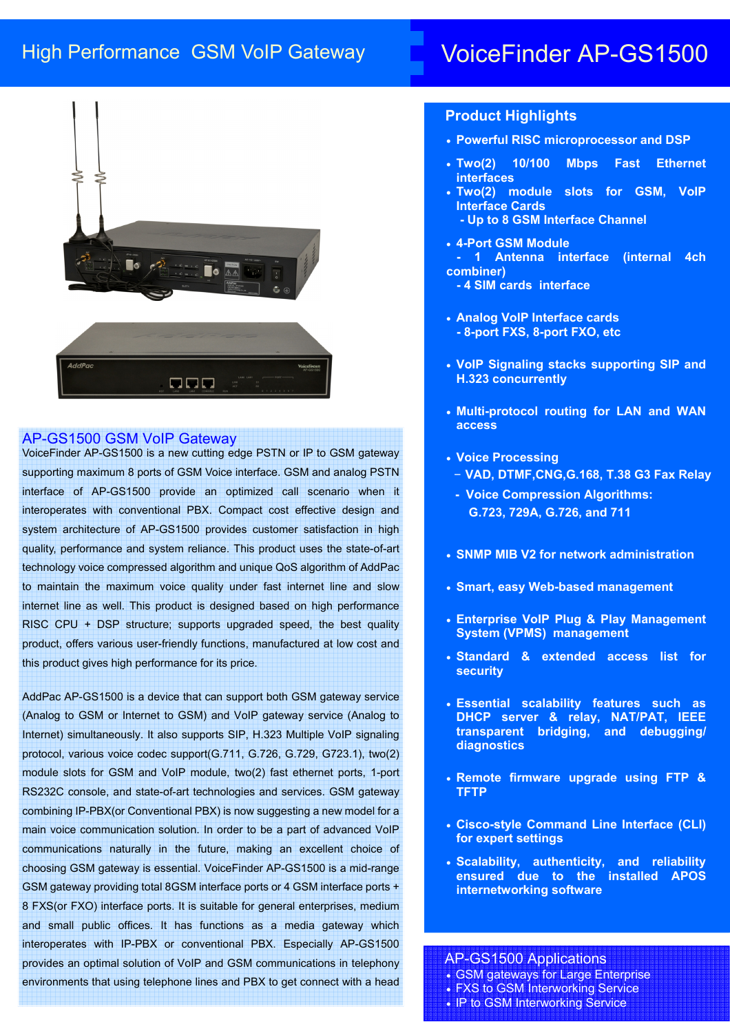# High Performance GSM VoIP Gateway

# VoiceFinder AP-GS1500

## AP-GS1500 GSM VoIP Gateway

VoiceFinder AP-GS1500 is a new cutting edge PSTN or IP to GSM gateway supporting maximum 8 ports of GSM Voice interface. GSM and analog PSTN interface of AP-GS1500 provide an optimized call scenario when it interoperates with conventional PBX. Compact cost effective design and system architecture of AP-GS1500 provides customer satisfaction in high quality, performance and system reliance. This product uses the state-of-art technology voice compressed algorithm and unique QoS algorithm of AddPac to maintain the maximum voice quality under fast internet line and slow internet line as well. This product is designed based on high performance RISC CPU + DSP structure; supports upgraded speed, the best quality product, offers various user-friendly functions, manufactured at low cost and this product gives high performance for its price.

AddPac AP-GS1500 is a device that can support both GSM gateway service (Analog to GSM or Internet to GSM) and VoIP gateway service (Analog to Internet) simultaneously. It also supports SIP, H.323 Multiple VoIP signaling protocol, various voice codec support(G.711, G.726, G.729, G723.1), two(2) module slots for GSM and VoIP module, two(2) fast ethernet ports, 1-port RS232C console, and state-of-art technologies and services. GSM gateway combining IP-PBX(or Conventional PBX) is now suggesting a new model for a main voice communication solution. In order to be a part of advanced VoIP communications naturally in the future, making an excellent choice of choosing GSM gateway is essential. VoiceFinder AP-GS1500 is a mid-range GSM gateway providing total 8GSM interface ports or 4 GSM interface ports + 8 FXS(or FXO) interface ports. It is suitable for general enterprises, medium and small public offices. It has functions as a media gateway which interoperates with IP-PBX or conventional PBX. Especially AP-GS1500 provides an optimal solution of VoIP and GSM communications in telephony environments that using telephone lines and PBX to get connect with a head

## Product Highlights

- **Powerful RISC microprocessor and DSP**
- **Two(2) 10/100 Mbps Fast Ethernet interfaces**
- **Two(2) module slots for GSM, VoIP Interface Cards**
  - **Up to 8 GSM Interface Channel**
- **4-Port GSM Module**
  - **1 Antenna interface (internal 4ch combiner)**
  - **4 SIM cards interface**
- **Analog VoIP Interface cards**
  - **8-port FXS, 8-port FXO, etc**
- **VoIP Signaling stacks supporting SIP and H.323 concurrently**
- **Multi-protocol routing for LAN and WAN access**
- **Voice Processing**
  - **VAD, DTMF,CNG,G.168, T.38 G3 Fax Relay**
  - **Voice Compression Algorithms: G.723, 729A, G.726, and 711**
- **SNMP MIB V2 for network administration**
- **Smart, easy Web-based management**
- **Enterprise VoIP Plug & Play Management System (VPMS) management**
- **Standard & extended access list for security**
- **Essential scalability features such as DHCP server & relay, NAT/PAT, IEEE transparent bridging, and debugging/ diagnostics**
- **Remote firmware upgrade using FTP & TFTP**
- **Cisco-style Command Line Interface (CLI) for expert settings**
- **Scalability, authenticity, and reliability ensured due to the installed APOS internetworking software**

## AP-GS1500 Applications

- GSM gateways for Large Enterprise
- FXS to GSM Interworking Service
- IP to GSM Interworking Service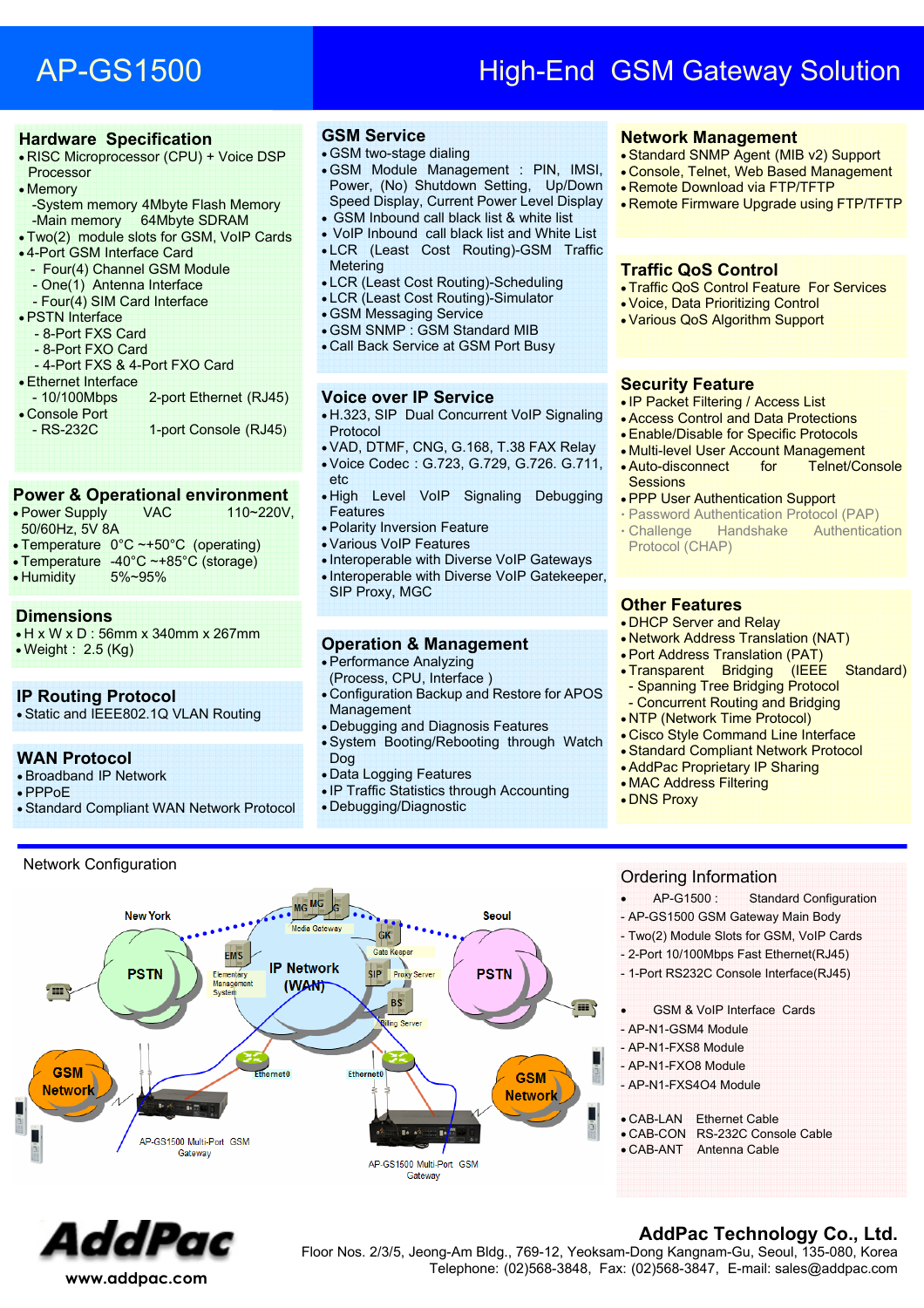# AP-GS1500

# High-End GSM Gateway Solution

## Hardware Specification

- RISC Microprocessor (CPU) + Voice DSP Processor
- Memory
  - -System memory 4Mbyte Flash Memory
  - -Main memory 64Mbyte SDRAM
- Two(2) module slots for GSM, VoIP Cards
- 4-Port GSM Interface Card
  - Four(4) Channel GSM Module
  - One(1) Antenna Interface
  - Four(4) SIM Card Interface
- PSTN Interface
  - 8-Port FXS Card
  - 8-Port FXO Card
  - 4-Port FXS & 4-Port FXO Card
- Ethernet Interface
  - 10/100Mbps 2-port Ethernet (RJ45)
- Console Port
  - RS-232C 1-port Console (RJ45)

## Power & Operational environment

- Power Supply VAC 110~220V, 50/60Hz, 5V 8A
- Temperature 0°C ~+50°C (operating)
- Temperature -40°C ~+85°C (storage)
- Humidity 5%~95%

## Dimensions

- H x W x D : 56mm x 340mm x 267mm
- Weight : 2.5 (Kg)

## IP Routing Protocol

- Static and IEEE802.1Q VLAN Routing

## WAN Protocol

- Broadband IP Network
- PPPoE
- Standard Compliant WAN Network Protocol

## GSM Service

- GSM two-stage dialing
- GSM Module Management : PIN, IMSI, Power, (No) Shutdown Setting, Up/Down Speed Display, Current Power Level Display
- GSM Inbound call black list & white list
- VoIP Inbound call black list and White List
- LCR (Least Cost Routing)-GSM Traffic Metering
- LCR (Least Cost Routing)-Scheduling
- LCR (Least Cost Routing)-Simulator
- GSM Messaging Service
- GSM SNMP : GSM Standard MIB
- Call Back Service at GSM Port Busy

## Voice over IP Service

- H.323, SIP Dual Concurrent VoIP Signaling Protocol
- VAD, DTMF, CNG, G.168, T.38 FAX Relay
- Voice Codec : G.723, G.729, G.726. G.711, etc
- High Level VoIP Signaling Debugging Features
- Polarity Inversion Feature
- Various VoIP Features
- Interoperable with Diverse VoIP Gateways
- Interoperable with Diverse VoIP Gatekeeper, SIP Proxy, MGC

## Operation & Management

- Performance Analyzing (Process, CPU, Interface )
- Configuration Backup and Restore for APOS Management
- Debugging and Diagnosis Features
- System Booting/Rebooting through Watch Dog
- Data Logging Features
- IP Traffic Statistics through Accounting
- Debugging/Diagnostic

## Network Management

- Standard SNMP Agent (MIB v2) Support
- Console, Telnet, Web Based Management
- Remote Download via FTP/TFTP
- Remote Firmware Upgrade using FTP/TFTP

## Traffic QoS Control

- Traffic QoS Control Feature For Services
- Voice, Data Prioritizing Control
- Various QoS Algorithm Support

## Security Feature

- IP Packet Filtering / Access List
- Access Control and Data Protections
- Enable/Disable for Specific Protocols
- Multi-level User Account Management
- Auto-disconnect for Telnet/Console Sessions
- PPP User Authentication Support
  - · Password Authentication Protocol (PAP)
  - · Challenge Handshake Authentication Protocol (CHAP)

## Other Features

- DHCP Server and Relay
- Network Address Translation (NAT)
- Port Address Translation (PAT)
- Transparent Bridging (IEEE Standard)
  - Spanning Tree Bridging Protocol
  - Concurrent Routing and Bridging
- NTP (Network Time Protocol)
- Cisco Style Command Line Interface
- Standard Compliant Network Protocol
- AddPac Proprietary IP Sharing
- MAC Address Filtering
- DNS Proxy

## Network Configuration

New York
PSTN
GSM Network
EMS
Elementary Management System
MG
Media Gateway
GK
Gate Keeper
SIP
Proxy Server
BS
Billing Server
IP Network (WAN)
Seoul
PSTN
GSM Network
Ethernet0
Ethernet0
AP-GS1500 Multi-Port GSM Gateway
AP-GS1500 Multi-Port GSM Gateway

## Ordering Information

- AP-G1500 : Standard Configuration
- AP-GS1500 GSM Gateway Main Body
- Two(2) Module Slots for GSM, VoIP Cards
- 2-Port 10/100Mbps Fast Ethernet(RJ45)
- 1-Port RS232C Console Interface(RJ45)

- GSM & VoIP Interface Cards
- AP-N1-GSM4 Module
- AP-N1-FXS8 Module
- AP-N1-FXO8 Module
- AP-N1-FXS4O4 Module

- CAB-LAN Ethernet Cable
- CAB-CON RS-232C Console Cable
- CAB-ANT Antenna Cable

AddPac

www.addpac.com

**AddPac Technology Co., Ltd.**
Floor Nos. 2/3/5, Jeong-Am Bldg., 769-12, Yeoksam-Dong Kangnam-Gu, Seoul, 135-080, Korea
Telephone: (02)568-3848, Fax: (02)568-3847, E-mail: sales@addpac.com